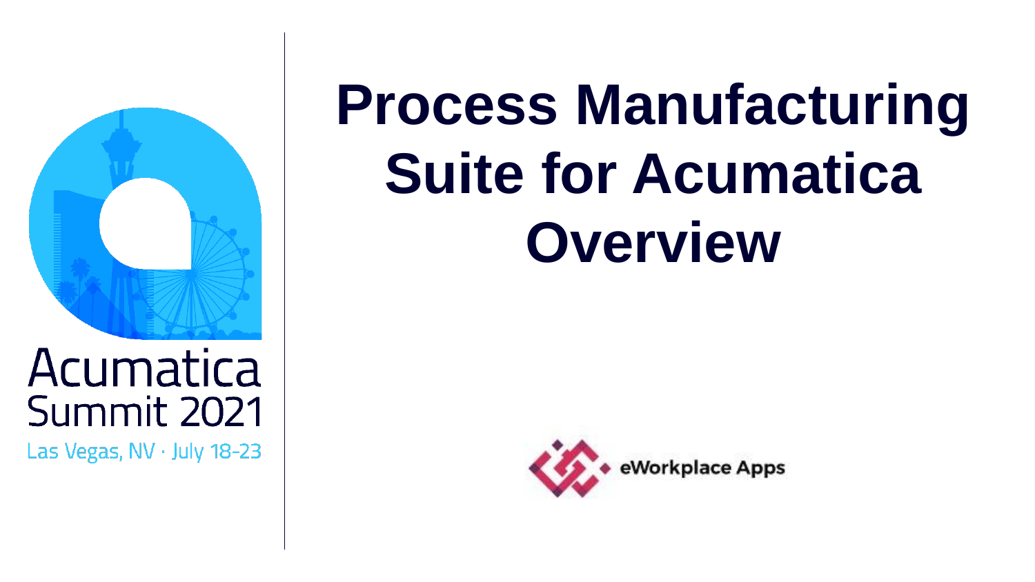Acumatica Summit 2021

Las Vegas, NV · July 18-23

# Process Manufacturing Suite for Acumatica Overview

eWorkplace Apps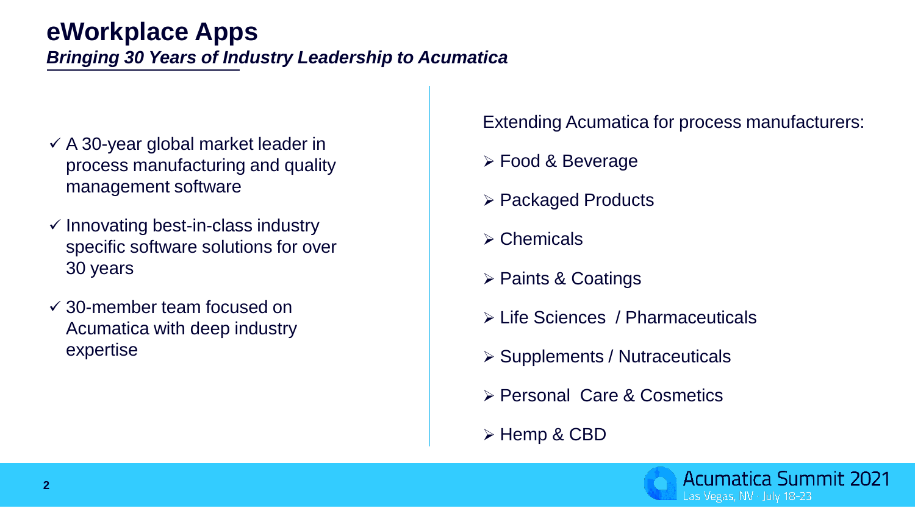# eWorkplace Apps

***Bringing 30 Years of Industry Leadership to Acumatica***

- ✓ A 30-year global market leader in process manufacturing and quality management software
- ✓ Innovating best-in-class industry specific software solutions for over 30 years
- ✓ 30-member team focused on Acumatica with deep industry expertise

Extending Acumatica for process manufacturers:

- Food & Beverage
- Packaged Products
- Chemicals
- Paints & Coatings
- Life Sciences / Pharmaceuticals
- Supplements / Nutraceuticals
- Personal Care & Cosmetics
- Hemp & CBD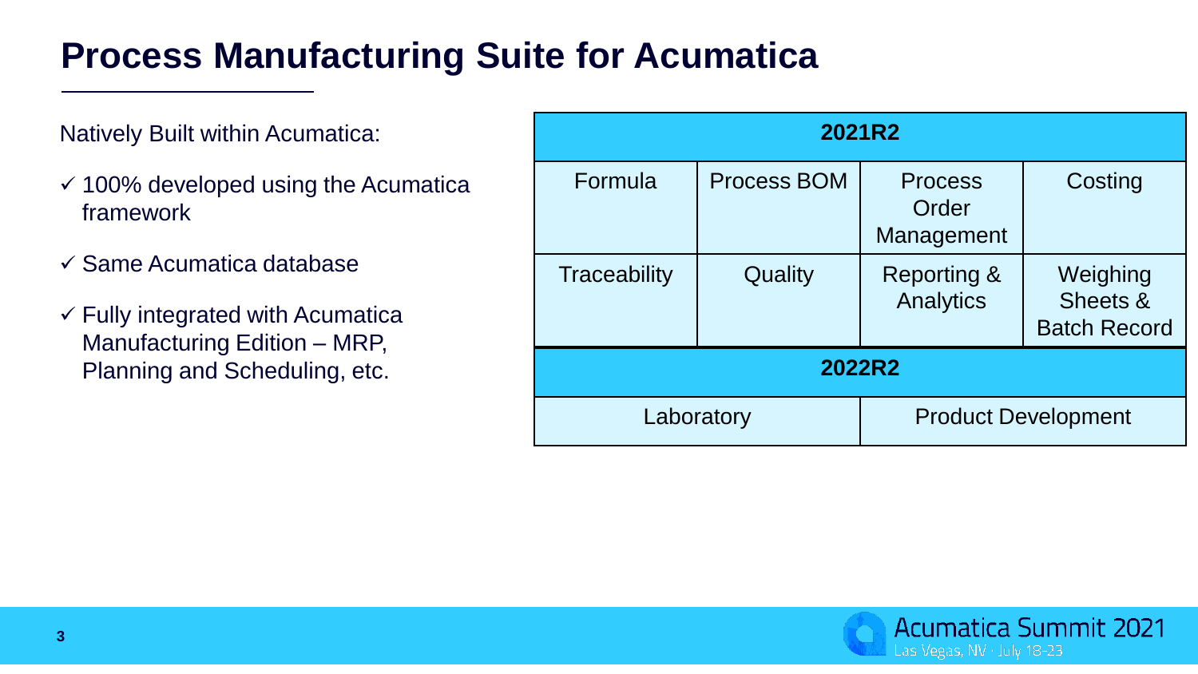# Process Manufacturing Suite for Acumatica

Natively Built within Acumatica:

- ✓ 100% developed using the Acumatica framework
- ✓ Same Acumatica database
- ✓ Fully integrated with Acumatica Manufacturing Edition – MRP, Planning and Scheduling, etc.

| **2021R2** | | | |
|---|---|---|---|
| Formula | Process BOM | Process Order Management | Costing |
| Traceability | Quality | Reporting & Analytics | Weighing Sheets & Batch Record |
| **2022R2** | | | |
| Laboratory | | Product Development | |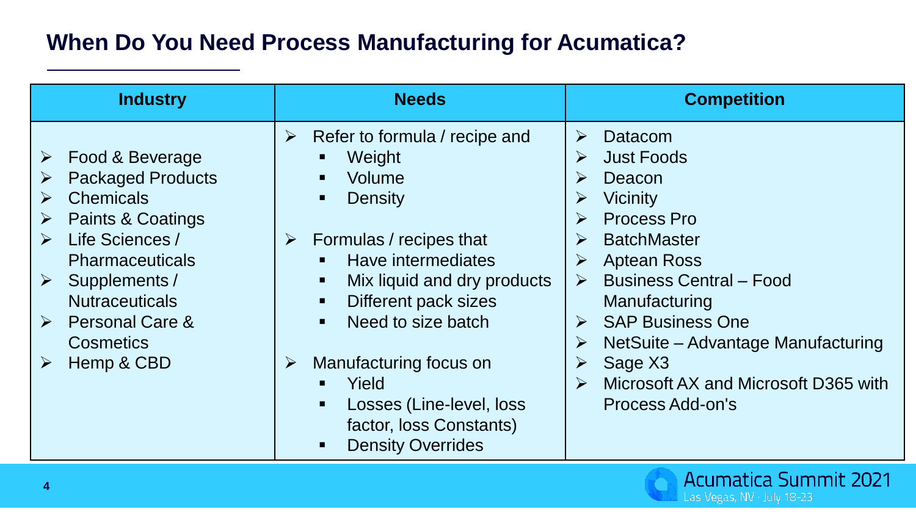# When Do You Need Process Manufacturing for Acumatica?

| Industry | Needs | Competition |
| --- | --- | --- |
| ➢ Food & Beverage<br>➢ Packaged Products<br>➢ Chemicals<br>➢ Paints & Coatings<br>➢ Life Sciences / Pharmaceuticals<br>➢ Supplements / Nutraceuticals<br>➢ Personal Care & Cosmetics<br>➢ Hemp & CBD | ➢ Refer to formula / recipe and<br>▪ Weight<br>▪ Volume<br>▪ Density<br><br>➢ Formulas / recipes that<br>▪ Have intermediates<br>▪ Mix liquid and dry products<br>▪ Different pack sizes<br>▪ Need to size batch<br><br>➢ Manufacturing focus on<br>▪ Yield<br>▪ Losses (Line-level, loss factor, loss Constants)<br>▪ Density Overrides | ➢ Datacom<br>➢ Just Foods<br>➢ Deacon<br>➢ Vicinity<br>➢ Process Pro<br>➢ BatchMaster<br>➢ Aptean Ross<br>➢ Business Central – Food Manufacturing<br>➢ SAP Business One<br>➢ NetSuite – Advantage Manufacturing<br>➢ Sage X3<br>➢ Microsoft AX and Microsoft D365 with Process Add-on's |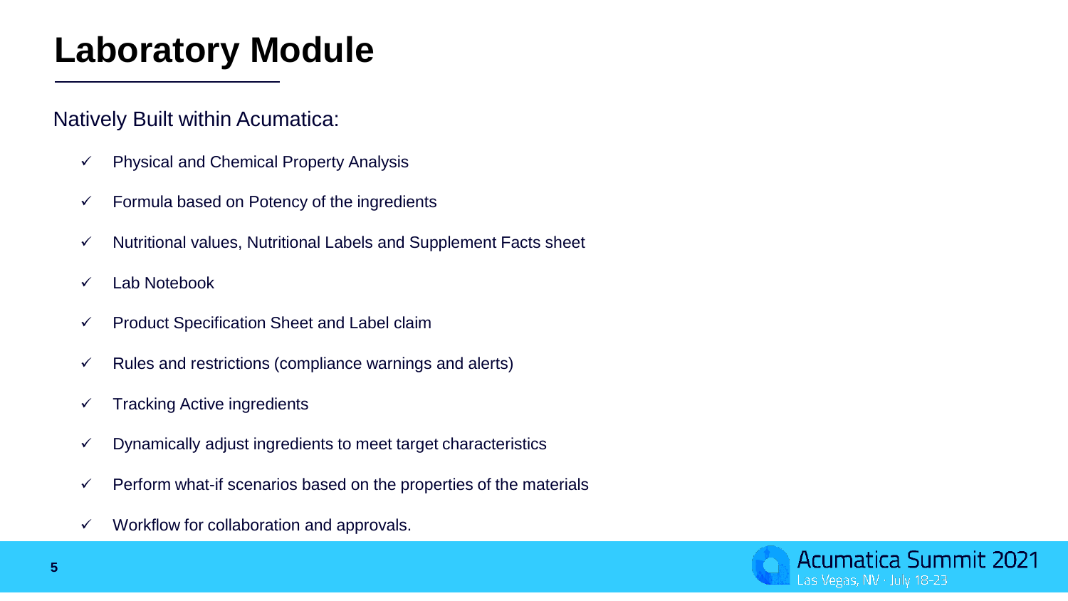# Laboratory Module

Natively Built within Acumatica:

- ✓ Physical and Chemical Property Analysis
- ✓ Formula based on Potency of the ingredients
- ✓ Nutritional values, Nutritional Labels and Supplement Facts sheet
- ✓ Lab Notebook
- ✓ Product Specification Sheet and Label claim
- ✓ Rules and restrictions (compliance warnings and alerts)
- ✓ Tracking Active ingredients
- ✓ Dynamically adjust ingredients to meet target characteristics
- ✓ Perform what-if scenarios based on the properties of the materials
- ✓ Workflow for collaboration and approvals.